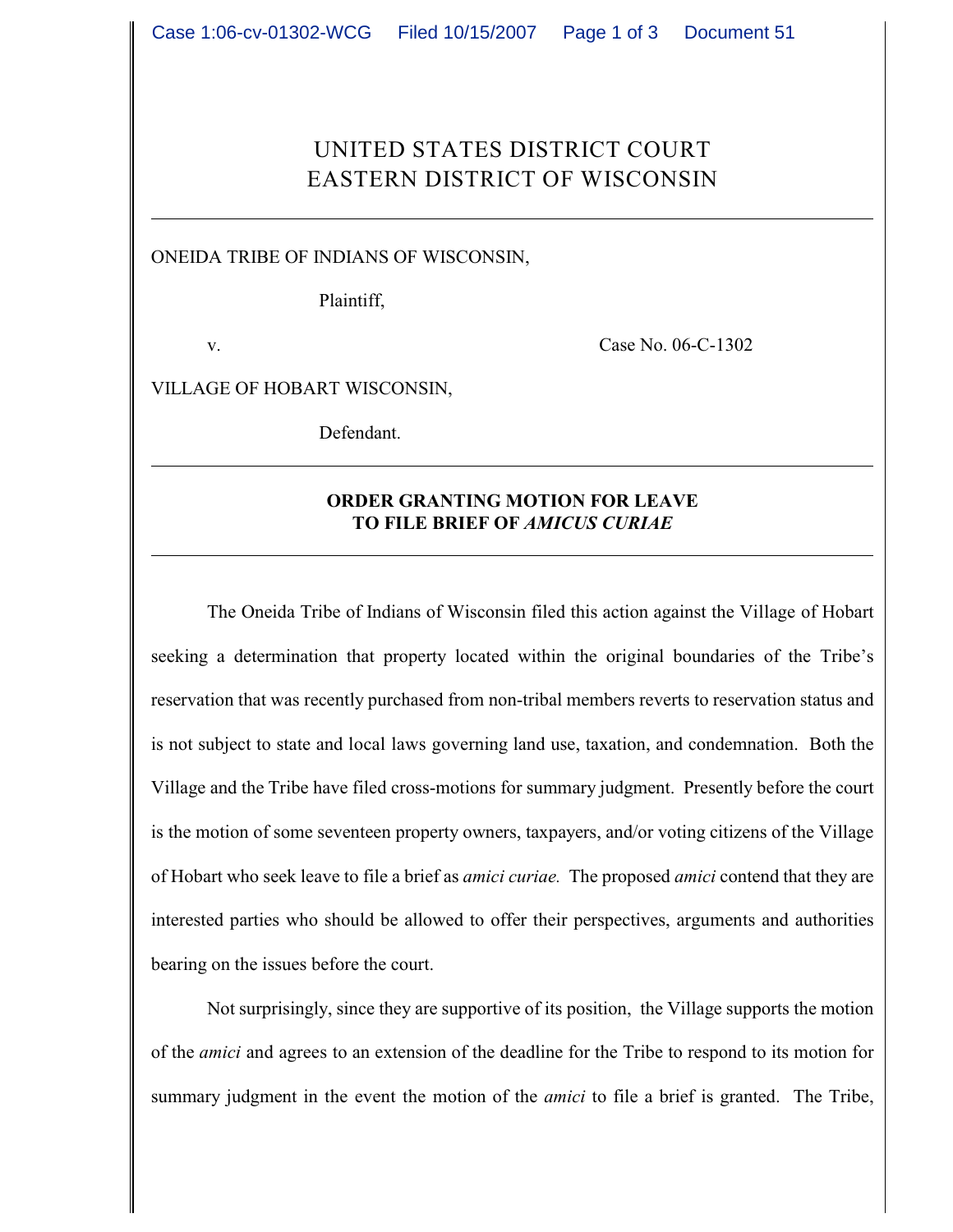# UNITED STATES DISTRICT COURT
# EASTERN DISTRICT OF WISCONSIN

---

ONEIDA TRIBE OF INDIANS OF WISCONSIN,

Plaintiff,

v. Case No. 06-C-1302

VILLAGE OF HOBART WISCONSIN,

Defendant.

---

**ORDER GRANTING MOTION FOR LEAVE TO FILE BRIEF OF *AMICUS CURIAE***

---

The Oneida Tribe of Indians of Wisconsin filed this action against the Village of Hobart seeking a determination that property located within the original boundaries of the Tribe's reservation that was recently purchased from non-tribal members reverts to reservation status and is not subject to state and local laws governing land use, taxation, and condemnation. Both the Village and the Tribe have filed cross-motions for summary judgment. Presently before the court is the motion of some seventeen property owners, taxpayers, and/or voting citizens of the Village of Hobart who seek leave to file a brief as *amici curiae.* The proposed *amici* contend that they are interested parties who should be allowed to offer their perspectives, arguments and authorities bearing on the issues before the court.

Not surprisingly, since they are supportive of its position, the Village supports the motion of the *amici* and agrees to an extension of the deadline for the Tribe to respond to its motion for summary judgment in the event the motion of the *amici* to file a brief is granted. The Tribe,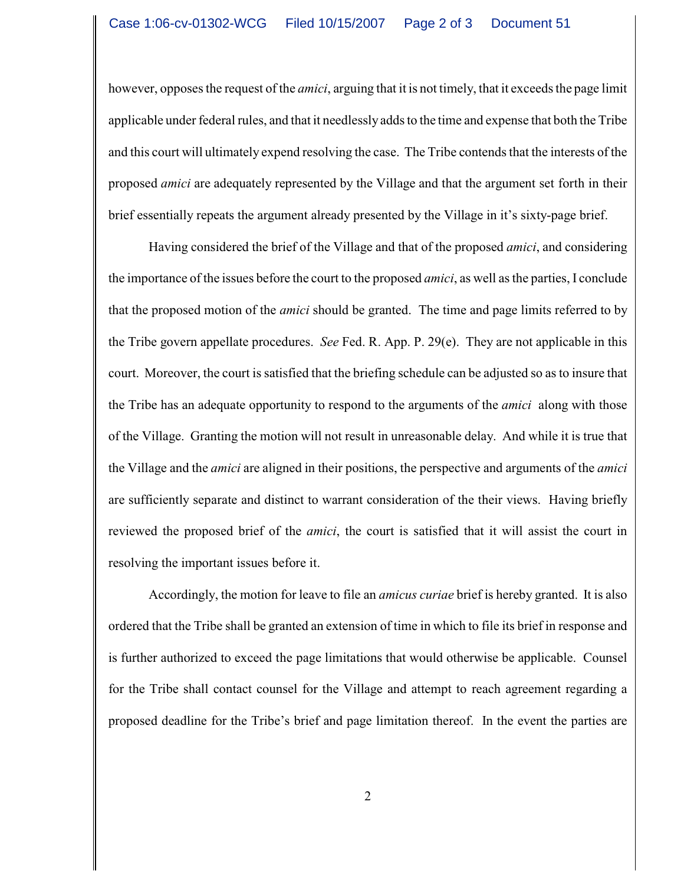however, opposes the request of the *amici*, arguing that it is not timely, that it exceeds the page limit applicable under federal rules, and that it needlessly adds to the time and expense that both the Tribe and this court will ultimately expend resolving the case. The Tribe contends that the interests of the proposed *amici* are adequately represented by the Village and that the argument set forth in their brief essentially repeats the argument already presented by the Village in it's sixty-page brief.

Having considered the brief of the Village and that of the proposed *amici*, and considering the importance of the issues before the court to the proposed *amici*, as well as the parties, I conclude that the proposed motion of the *amici* should be granted. The time and page limits referred to by the Tribe govern appellate procedures. *See* Fed. R. App. P. 29(e). They are not applicable in this court. Moreover, the court is satisfied that the briefing schedule can be adjusted so as to insure that the Tribe has an adequate opportunity to respond to the arguments of the *amici* along with those of the Village. Granting the motion will not result in unreasonable delay. And while it is true that the Village and the *amici* are aligned in their positions, the perspective and arguments of the *amici* are sufficiently separate and distinct to warrant consideration of the their views. Having briefly reviewed the proposed brief of the *amici*, the court is satisfied that it will assist the court in resolving the important issues before it.

Accordingly, the motion for leave to file an *amicus curiae* brief is hereby granted. It is also ordered that the Tribe shall be granted an extension of time in which to file its brief in response and is further authorized to exceed the page limitations that would otherwise be applicable. Counsel for the Tribe shall contact counsel for the Village and attempt to reach agreement regarding a proposed deadline for the Tribe's brief and page limitation thereof. In the event the parties are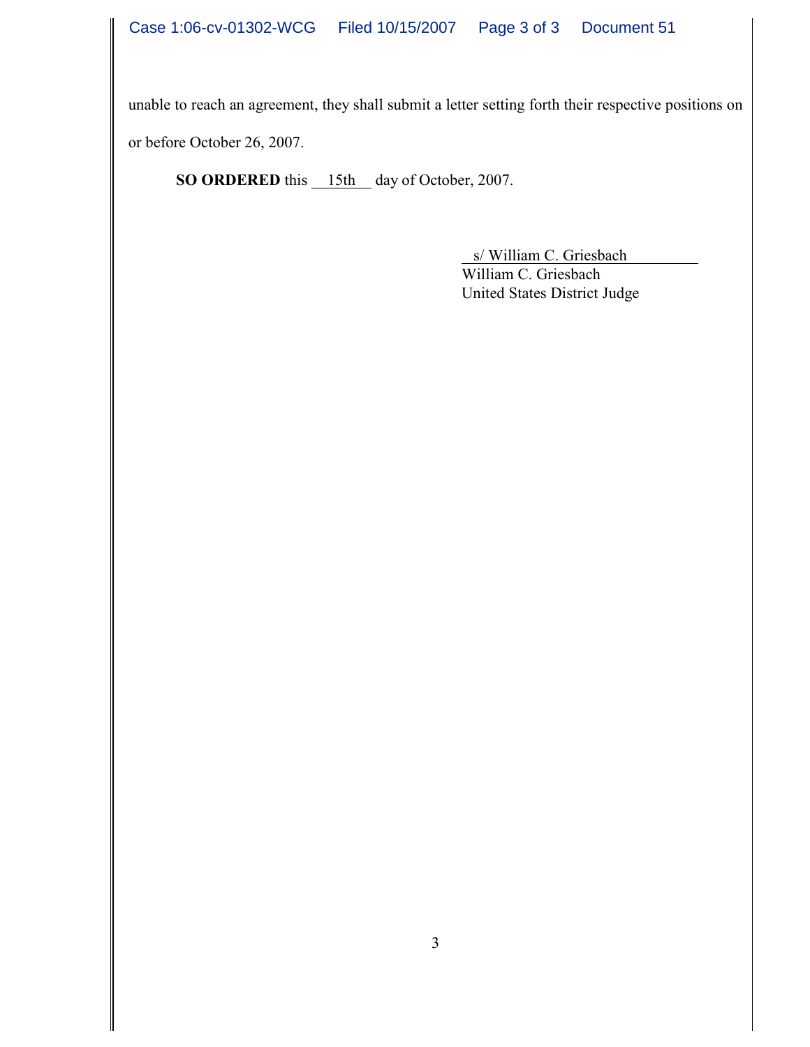unable to reach an agreement, they shall submit a letter setting forth their respective positions on or before October 26, 2007.

**SO ORDERED** this 15th day of October, 2007.

s/ William C. Griesbach
William C. Griesbach
United States District Judge